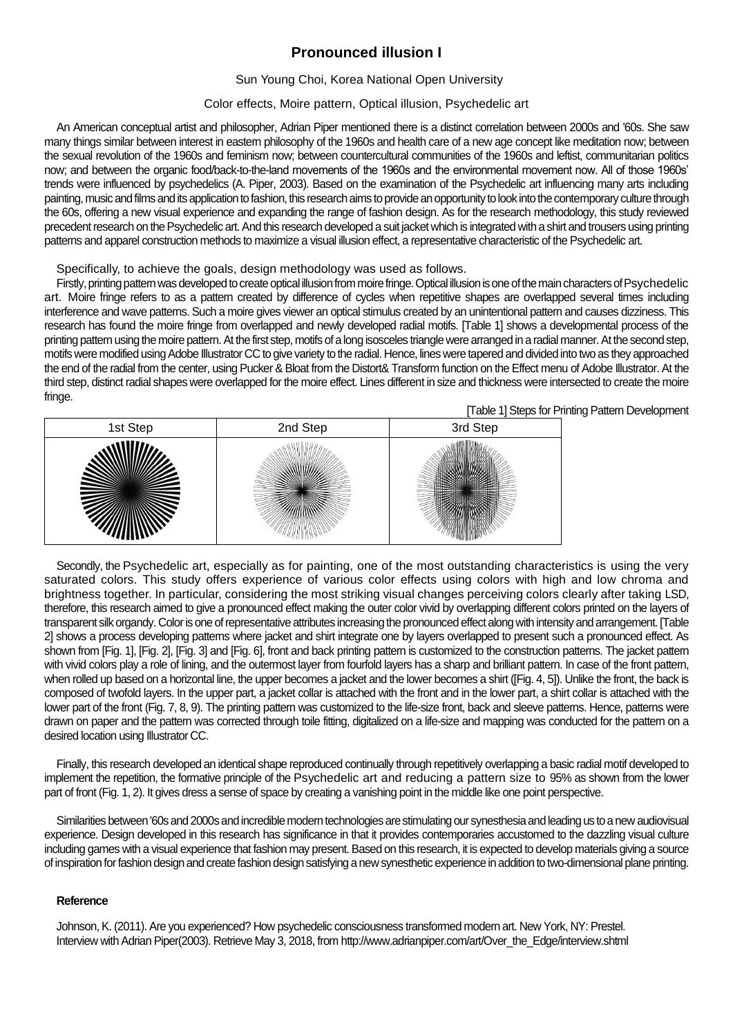# Pronounced illusion I

Sun Young Choi, Korea National Open University

Color effects, Moire pattern, Optical illusion, Psychedelic art

An American conceptual artist and philosopher, Adrian Piper mentioned there is a distinct correlation between 2000s and '60s. She saw many things similar between interest in eastern philosophy of the 1960s and health care of a new age concept like meditation now; between the sexual revolution of the 1960s and feminism now; between countercultural communities of the 1960s and leftist, communitarian politics now; and between the organic food/back-to-the-land movements of the 1960s and the environmental movement now. All of those 1960s' trends were influenced by psychedelics (A. Piper, 2003). Based on the examination of the Psychedelic art influencing many arts including painting, music and films and its application to fashion, this research aims to provide an opportunity to look into the contemporary culture through the 60s, offering a new visual experience and expanding the range of fashion design. As for the research methodology, this study reviewed precedent research on the Psychedelic art. And this research developed a suit jacket which is integrated with a shirt and trousers using printing patterns and apparel construction methods to maximize a visual illusion effect, a representative characteristic of the Psychedelic art.

Specifically, to achieve the goals, design methodology was used as follows.

Firstly, printing pattern was developed to create optical illusion from moire fringe. Optical illusion is one of the main characters of Psychedelic art. Moire fringe refers to as a pattern created by difference of cycles when repetitive shapes are overlapped several times including interference and wave patterns. Such a moire gives viewer an optical stimulus created by an unintentional pattern and causes dizziness. This research has found the moire fringe from overlapped and newly developed radial motifs. [Table 1] shows a developmental process of the printing pattern using the moire pattern. At the first step, motifs of a long isosceles triangle were arranged in a radial manner. At the second step, motifs were modified using Adobe Illustrator CC to give variety to the radial. Hence, lines were tapered and divided into two as they approached the end of the radial from the center, using Pucker & Bloat from the Distort& Transform function on the Effect menu of Adobe Illustrator. At the third step, distinct radial shapes were overlapped for the moire effect. Lines different in size and thickness were intersected to create the moire fringe.

[Table 1] Steps for Printing Pattern Development

| 1st Step | 2nd Step | 3rd Step |
|---|---|---|
| | | |

Secondly, the Psychedelic art, especially as for painting, one of the most outstanding characteristics is using the very saturated colors. This study offers experience of various color effects using colors with high and low chroma and brightness together. In particular, considering the most striking visual changes perceiving colors clearly after taking LSD, therefore, this research aimed to give a pronounced effect making the outer color vivid by overlapping different colors printed on the layers of transparent silk organdy. Color is one of representative attributes increasing the pronounced effect along with intensity and arrangement. [Table 2] shows a process developing patterns where jacket and shirt integrate one by layers overlapped to present such a pronounced effect. As shown from [Fig. 1], [Fig. 2], [Fig. 3] and [Fig. 6], front and back printing pattern is customized to the construction patterns. The jacket pattern with vivid colors play a role of lining, and the outermost layer from fourfold layers has a sharp and brilliant pattern. In case of the front pattern, when rolled up based on a horizontal line, the upper becomes a jacket and the lower becomes a shirt ([Fig. 4, 5]). Unlike the front, the back is composed of twofold layers. In the upper part, a jacket collar is attached with the front and in the lower part, a shirt collar is attached with the lower part of the front (Fig. 7, 8, 9). The printing pattern was customized to the life-size front, back and sleeve patterns. Hence, patterns were drawn on paper and the pattern was corrected through toile fitting, digitalized on a life-size and mapping was conducted for the pattern on a desired location using Illustrator CC.

Finally, this research developed an identical shape reproduced continually through repetitively overlapping a basic radial motif developed to implement the repetition, the formative principle of the Psychedelic art and reducing a pattern size to 95% as shown from the lower part of front (Fig. 1, 2). It gives dress a sense of space by creating a vanishing point in the middle like one point perspective.

Similarities between '60s and 2000s and incredible modern technologies are stimulating our synesthesia and leading us to a new audiovisual experience. Design developed in this research has significance in that it provides contemporaries accustomed to the dazzling visual culture including games with a visual experience that fashion may present. Based on this research, it is expected to develop materials giving a source of inspiration for fashion design and create fashion design satisfying a new synesthetic experience in addition to two-dimensional plane printing.

**Reference**

Johnson, K. (2011). Are you experienced? How psychedelic consciousness transformed modern art. New York, NY: Prestel.
Interview with Adrian Piper(2003). Retrieve May 3, 2018, from http://www.adrianpiper.com/art/Over_the_Edge/interview.shtml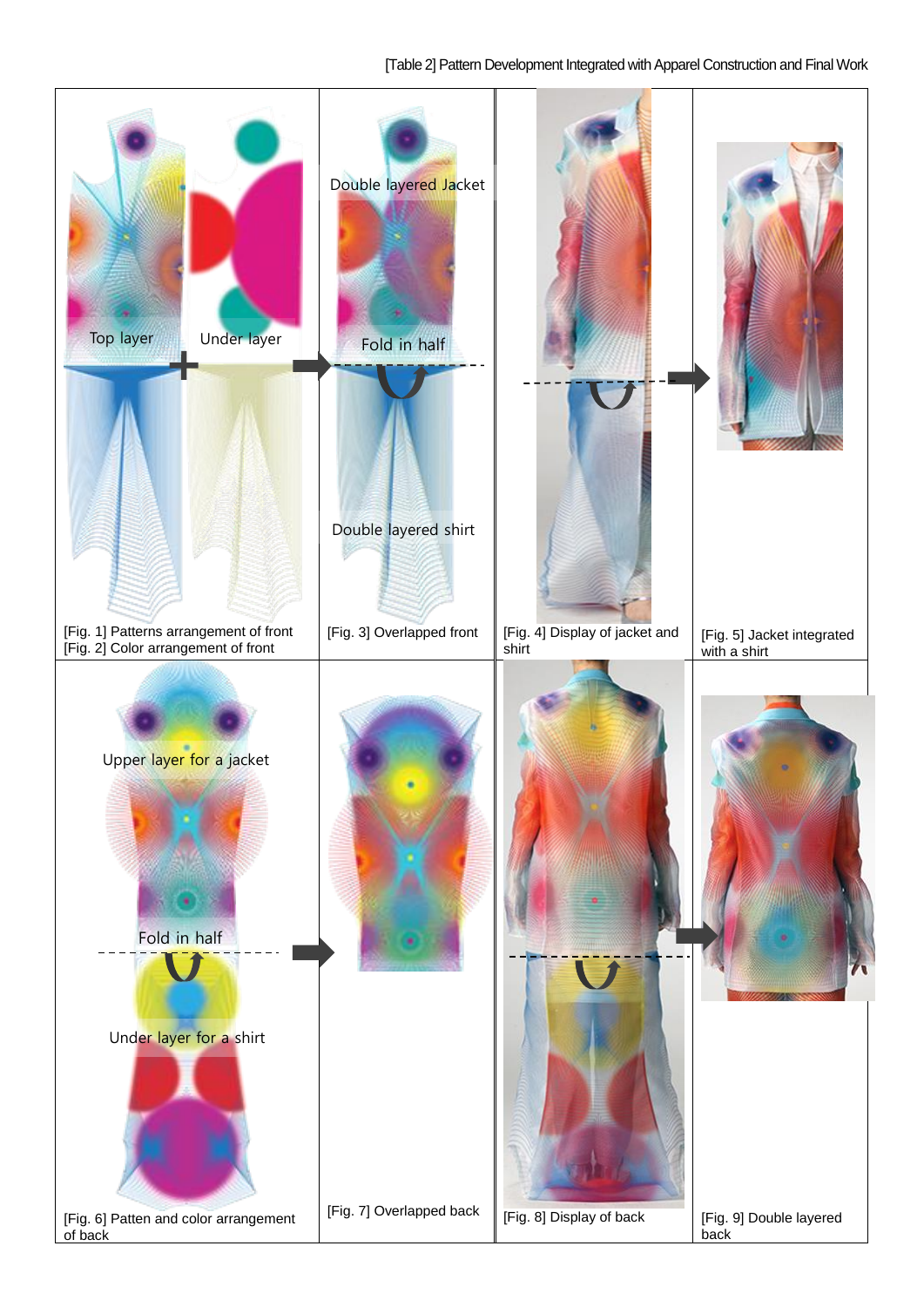[Table 2] Pattern Development Integrated with Apparel Construction and Final Work

| | | | |
|---|---|---|---|
| Top layer + Under layer<br>[Fig. 1] Patterns arrangement of front<br>[Fig. 2] Color arrangement of front | Double layered Jacket<br>Fold in half<br>Double layered shirt<br>[Fig. 3] Overlapped front | [Fig. 4] Display of jacket and shirt | [Fig. 5] Jacket integrated with a shirt |
| Upper layer for a jacket<br>Fold in half<br>Under layer for a shirt<br>[Fig. 6] Patten and color arrangement of back | [Fig. 7] Overlapped back | [Fig. 8] Display of back | [Fig. 9] Double layered back |